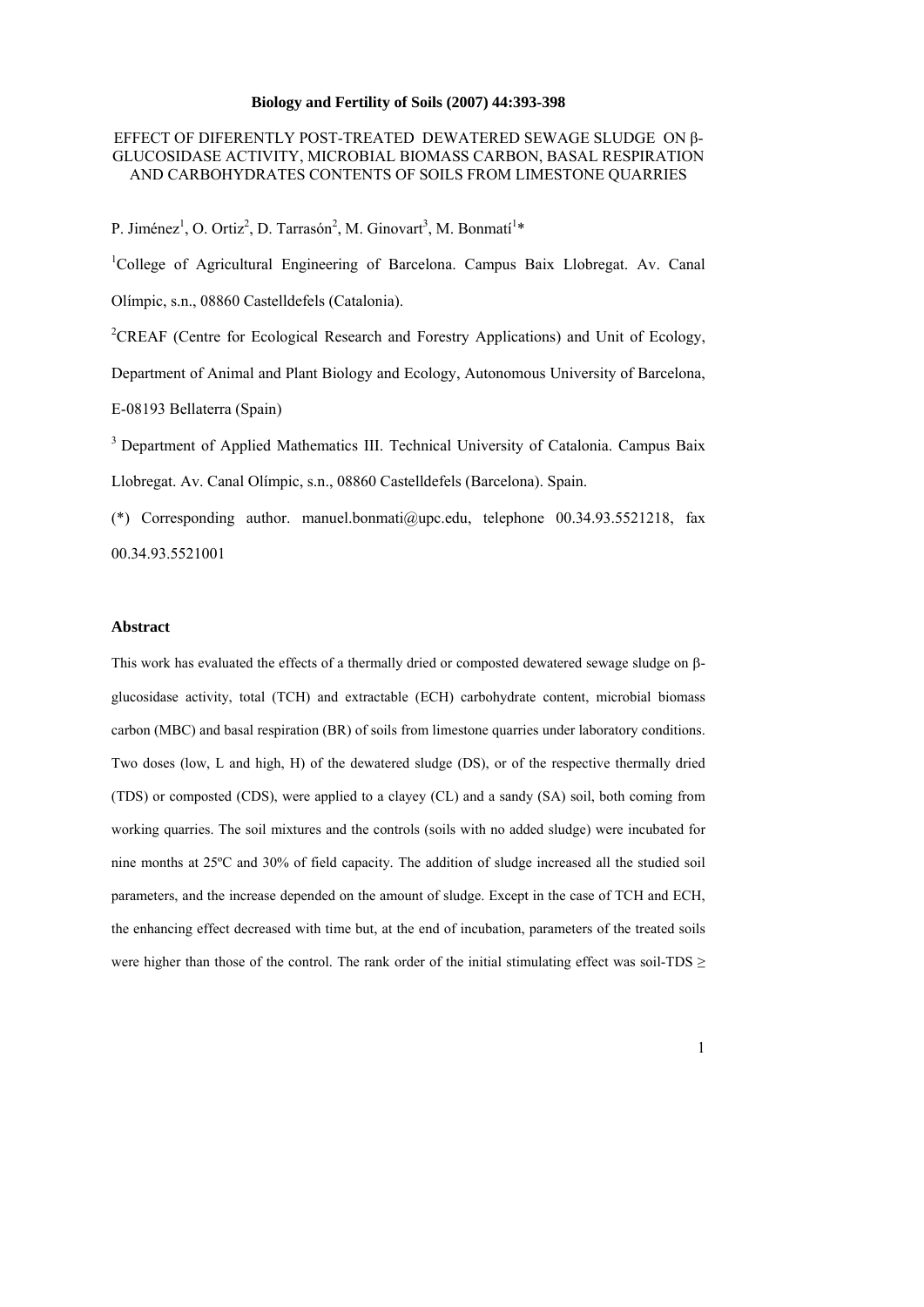**Biology and Fertility of Soils (2007) 44:393-398**

# EFFECT OF DIFERENTLY POST-TREATED DEWATERED SEWAGE SLUDGE ON β-GLUCOSIDASE ACTIVITY, MICROBIAL BIOMASS CARBON, BASAL RESPIRATION AND CARBOHYDRATES CONTENTS OF SOILS FROM LIMESTONE QUARRIES

P. Jiménez[1], O. Ortiz[2], D. Tarrasón[2], M. Ginovart[3], M. Bonmatí[1]*

[1]College of Agricultural Engineering of Barcelona. Campus Baix Llobregat. Av. Canal Olímpic, s.n., 08860 Castelldefels (Catalonia).

[2]CREAF (Centre for Ecological Research and Forestry Applications) and Unit of Ecology, Department of Animal and Plant Biology and Ecology, Autonomous University of Barcelona, E-08193 Bellaterra (Spain)

[3] Department of Applied Mathematics III. Technical University of Catalonia. Campus Baix Llobregat. Av. Canal Olímpic, s.n., 08860 Castelldefels (Barcelona). Spain.

(*) Corresponding author. manuel.bonmati@upc.edu, telephone 00.34.93.5521218, fax 00.34.93.5521001

## Abstract

This work has evaluated the effects of a thermally dried or composted dewatered sewage sludge on β-glucosidase activity, total (TCH) and extractable (ECH) carbohydrate content, microbial biomass carbon (MBC) and basal respiration (BR) of soils from limestone quarries under laboratory conditions. Two doses (low, L and high, H) of the dewatered sludge (DS), or of the respective thermally dried (TDS) or composted (CDS), were applied to a clayey (CL) and a sandy (SA) soil, both coming from working quarries. The soil mixtures and the controls (soils with no added sludge) were incubated for nine months at 25ºC and 30% of field capacity. The addition of sludge increased all the studied soil parameters, and the increase depended on the amount of sludge. Except in the case of TCH and ECH, the enhancing effect decreased with time but, at the end of incubation, parameters of the treated soils were higher than those of the control. The rank order of the initial stimulating effect was soil-TDS ≥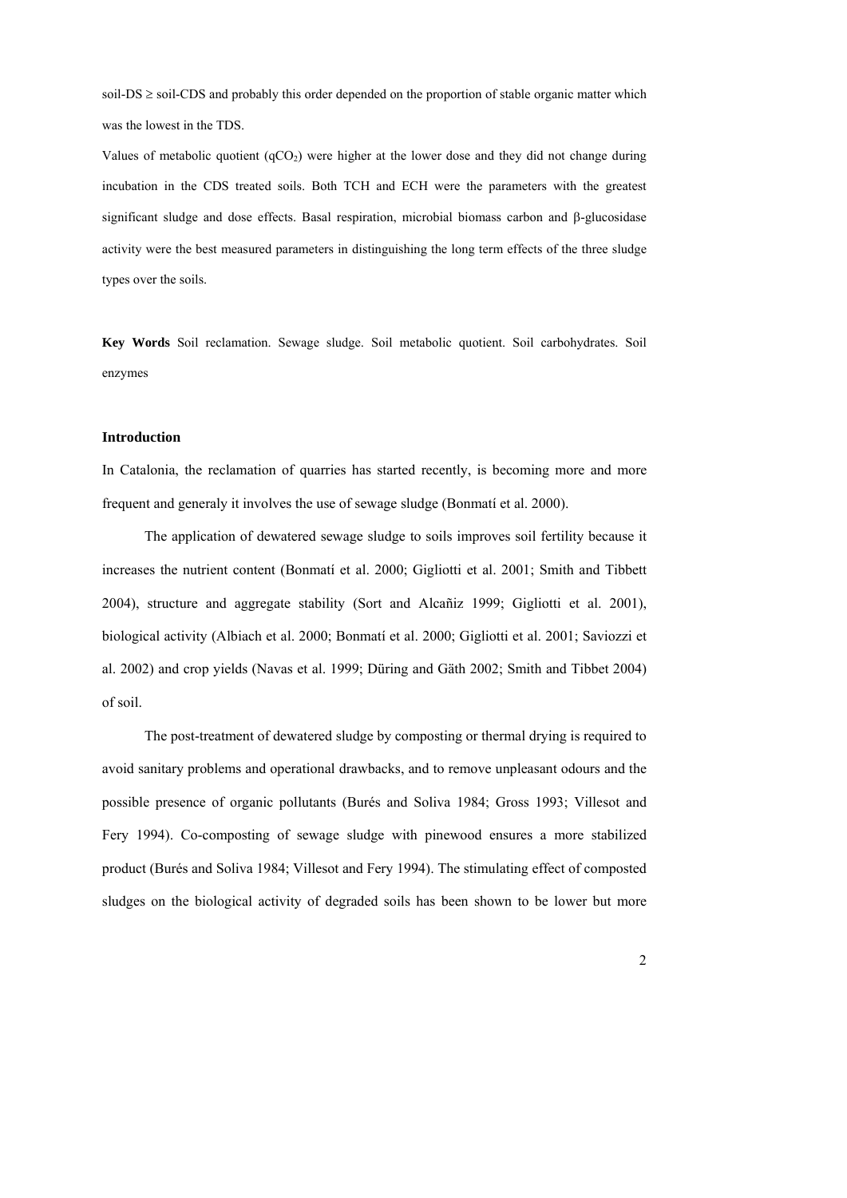soil-DS ≥ soil-CDS and probably this order depended on the proportion of stable organic matter which was the lowest in the TDS.

Values of metabolic quotient ($qCO_2$) were higher at the lower dose and they did not change during incubation in the CDS treated soils. Both TCH and ECH were the parameters with the greatest significant sludge and dose effects. Basal respiration, microbial biomass carbon and β-glucosidase activity were the best measured parameters in distinguishing the long term effects of the three sludge types over the soils.

**Key Words** Soil reclamation. Sewage sludge. Soil metabolic quotient. Soil carbohydrates. Soil enzymes

## Introduction

In Catalonia, the reclamation of quarries has started recently, is becoming more and more frequent and generaly it involves the use of sewage sludge (Bonmatí et al. 2000).

The application of dewatered sewage sludge to soils improves soil fertility because it increases the nutrient content (Bonmatí et al. 2000; Gigliotti et al. 2001; Smith and Tibbett 2004), structure and aggregate stability (Sort and Alcañiz 1999; Gigliotti et al. 2001), biological activity (Albiach et al. 2000; Bonmatí et al. 2000; Gigliotti et al. 2001; Saviozzi et al. 2002) and crop yields (Navas et al. 1999; Düring and Gäth 2002; Smith and Tibbet 2004) of soil.

The post-treatment of dewatered sludge by composting or thermal drying is required to avoid sanitary problems and operational drawbacks, and to remove unpleasant odours and the possible presence of organic pollutants (Burés and Soliva 1984; Gross 1993; Villesot and Fery 1994). Co-composting of sewage sludge with pinewood ensures a more stabilized product (Burés and Soliva 1984; Villesot and Fery 1994). The stimulating effect of composted sludges on the biological activity of degraded soils has been shown to be lower but more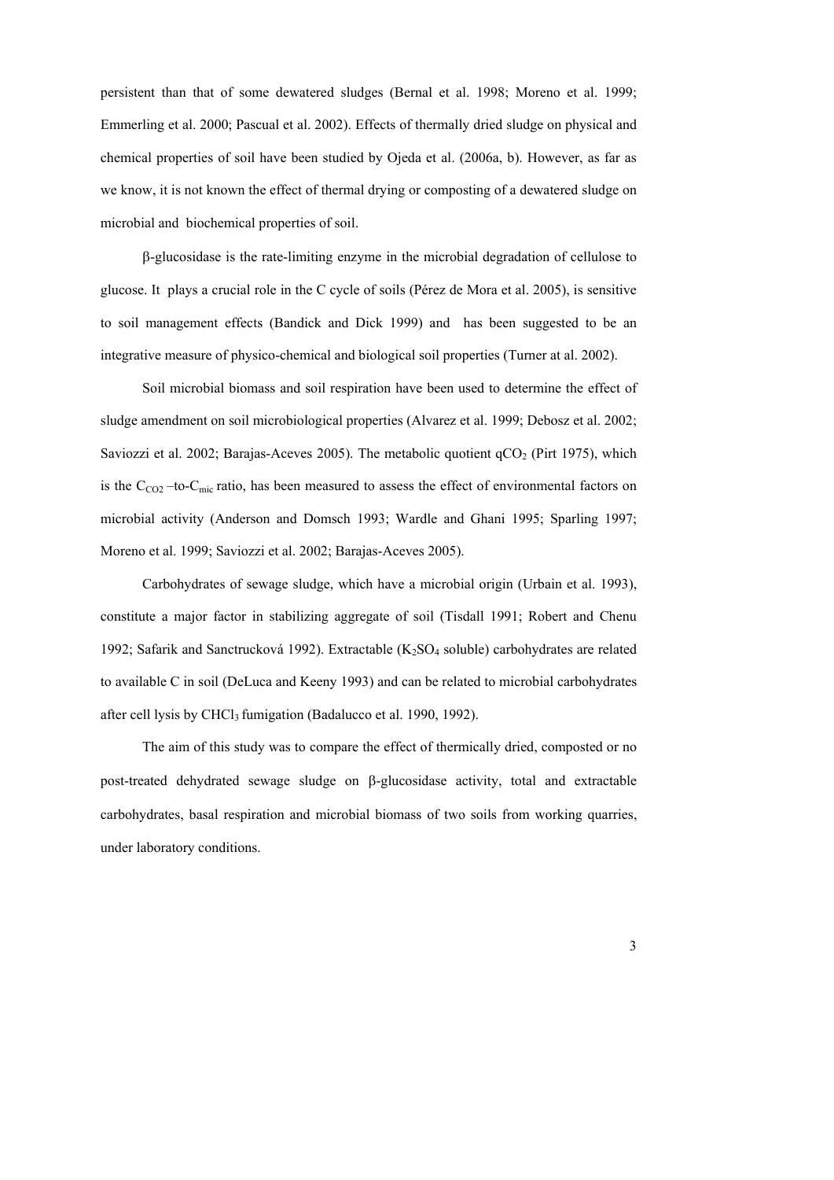persistent than that of some dewatered sludges (Bernal et al. 1998; Moreno et al. 1999; Emmerling et al. 2000; Pascual et al. 2002). Effects of thermally dried sludge on physical and chemical properties of soil have been studied by Ojeda et al. (2006a, b). However, as far as we know, it is not known the effect of thermal drying or composting of a dewatered sludge on microbial and biochemical properties of soil.

β-glucosidase is the rate-limiting enzyme in the microbial degradation of cellulose to glucose. It plays a crucial role in the C cycle of soils (Pérez de Mora et al. 2005), is sensitive to soil management effects (Bandick and Dick 1999) and has been suggested to be an integrative measure of physico-chemical and biological soil properties (Turner at al. 2002).

Soil microbial biomass and soil respiration have been used to determine the effect of sludge amendment on soil microbiological properties (Alvarez et al. 1999; Debosz et al. 2002; Saviozzi et al. 2002; Barajas-Aceves 2005). The metabolic quotient $qCO_2$ (Pirt 1975), which is the $C_{CO2}$ –to-$C_{mic}$ ratio, has been measured to assess the effect of environmental factors on microbial activity (Anderson and Domsch 1993; Wardle and Ghani 1995; Sparling 1997; Moreno et al. 1999; Saviozzi et al. 2002; Barajas-Aceves 2005).

Carbohydrates of sewage sludge, which have a microbial origin (Urbain et al. 1993), constitute a major factor in stabilizing aggregate of soil (Tisdall 1991; Robert and Chenu 1992; Safarik and Sanctrucková 1992). Extractable ($K_2SO_4$ soluble) carbohydrates are related to available C in soil (DeLuca and Keeny 1993) and can be related to microbial carbohydrates after cell lysis by $CHCl_3$ fumigation (Badalucco et al. 1990, 1992).

The aim of this study was to compare the effect of thermically dried, composted or no post-treated dehydrated sewage sludge on β-glucosidase activity, total and extractable carbohydrates, basal respiration and microbial biomass of two soils from working quarries, under laboratory conditions.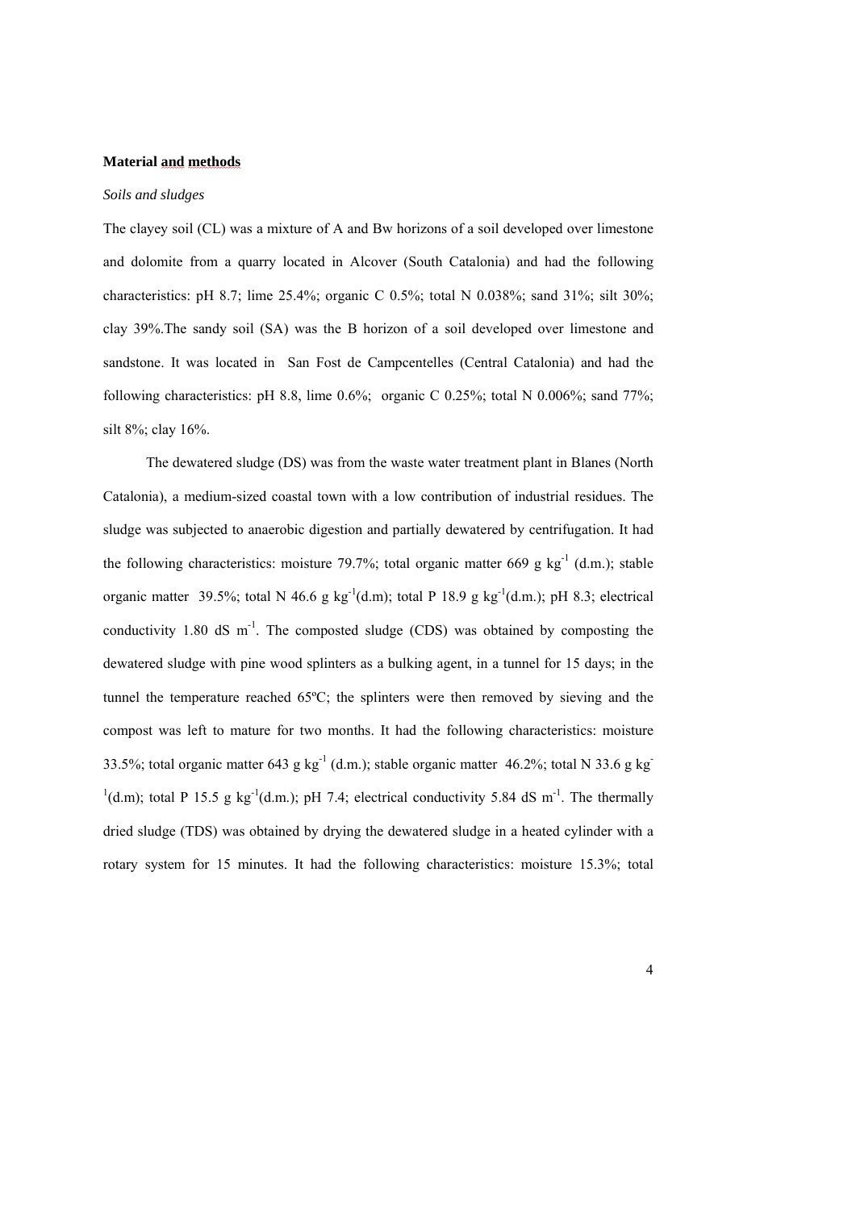**Material and methods**

*Soils and sludges*

The clayey soil (CL) was a mixture of A and Bw horizons of a soil developed over limestone and dolomite from a quarry located in Alcover (South Catalonia) and had the following characteristics: pH 8.7; lime 25.4%; organic C 0.5%; total N 0.038%; sand 31%; silt 30%; clay 39%.The sandy soil (SA) was the B horizon of a soil developed over limestone and sandstone. It was located in San Fost de Campcentelles (Central Catalonia) and had the following characteristics: pH 8.8, lime 0.6%; organic C 0.25%; total N 0.006%; sand 77%; silt 8%; clay 16%.

The dewatered sludge (DS) was from the waste water treatment plant in Blanes (North Catalonia), a medium-sized coastal town with a low contribution of industrial residues. The sludge was subjected to anaerobic digestion and partially dewatered by centrifugation. It had the following characteristics: moisture 79.7%; total organic matter 669 g $kg^{-1}$ (d.m.); stable organic matter 39.5%; total N 46.6 g $kg^{-1}$(d.m); total P 18.9 g $kg^{-1}$(d.m.); pH 8.3; electrical conductivity 1.80 dS $m^{-1}$. The composted sludge (CDS) was obtained by composting the dewatered sludge with pine wood splinters as a bulking agent, in a tunnel for 15 days; in the tunnel the temperature reached 65ºC; the splinters were then removed by sieving and the compost was left to mature for two months. It had the following characteristics: moisture 33.5%; total organic matter 643 g $kg^{-1}$ (d.m.); stable organic matter 46.2%; total N 33.6 g $kg^{-1}$(d.m); total P 15.5 g $kg^{-1}$(d.m.); pH 7.4; electrical conductivity 5.84 dS $m^{-1}$. The thermally dried sludge (TDS) was obtained by drying the dewatered sludge in a heated cylinder with a rotary system for 15 minutes. It had the following characteristics: moisture 15.3%; total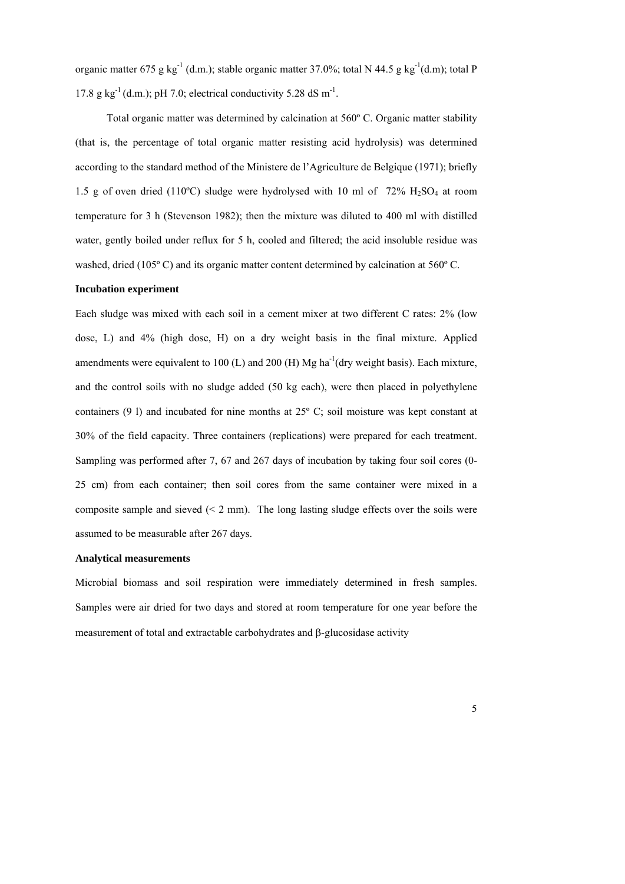organic matter 675 g $kg^{-1}$ (d.m.); stable organic matter 37.0%; total N 44.5 g $kg^{-1}$(d.m); total P 17.8 g $kg^{-1}$ (d.m.); pH 7.0; electrical conductivity 5.28 dS $m^{-1}$.

Total organic matter was determined by calcination at 560º C. Organic matter stability (that is, the percentage of total organic matter resisting acid hydrolysis) was determined according to the standard method of the Ministere de l'Agriculture de Belgique (1971); briefly 1.5 g of oven dried (110ºC) sludge were hydrolysed with 10 ml of 72% $H_2SO_4$ at room temperature for 3 h (Stevenson 1982); then the mixture was diluted to 400 ml with distilled water, gently boiled under reflux for 5 h, cooled and filtered; the acid insoluble residue was washed, dried (105º C) and its organic matter content determined by calcination at 560º C.

**Incubation experiment**

Each sludge was mixed with each soil in a cement mixer at two different C rates: 2% (low dose, L) and 4% (high dose, H) on a dry weight basis in the final mixture. Applied amendments were equivalent to 100 (L) and 200 (H) Mg $ha^{-1}$(dry weight basis). Each mixture, and the control soils with no sludge added (50 kg each), were then placed in polyethylene containers (9 l) and incubated for nine months at 25º C; soil moisture was kept constant at 30% of the field capacity. Three containers (replications) were prepared for each treatment. Sampling was performed after 7, 67 and 267 days of incubation by taking four soil cores (0-25 cm) from each container; then soil cores from the same container were mixed in a composite sample and sieved (< 2 mm). The long lasting sludge effects over the soils were assumed to be measurable after 267 days.

**Analytical measurements**

Microbial biomass and soil respiration were immediately determined in fresh samples. Samples were air dried for two days and stored at room temperature for one year before the measurement of total and extractable carbohydrates and β-glucosidase activity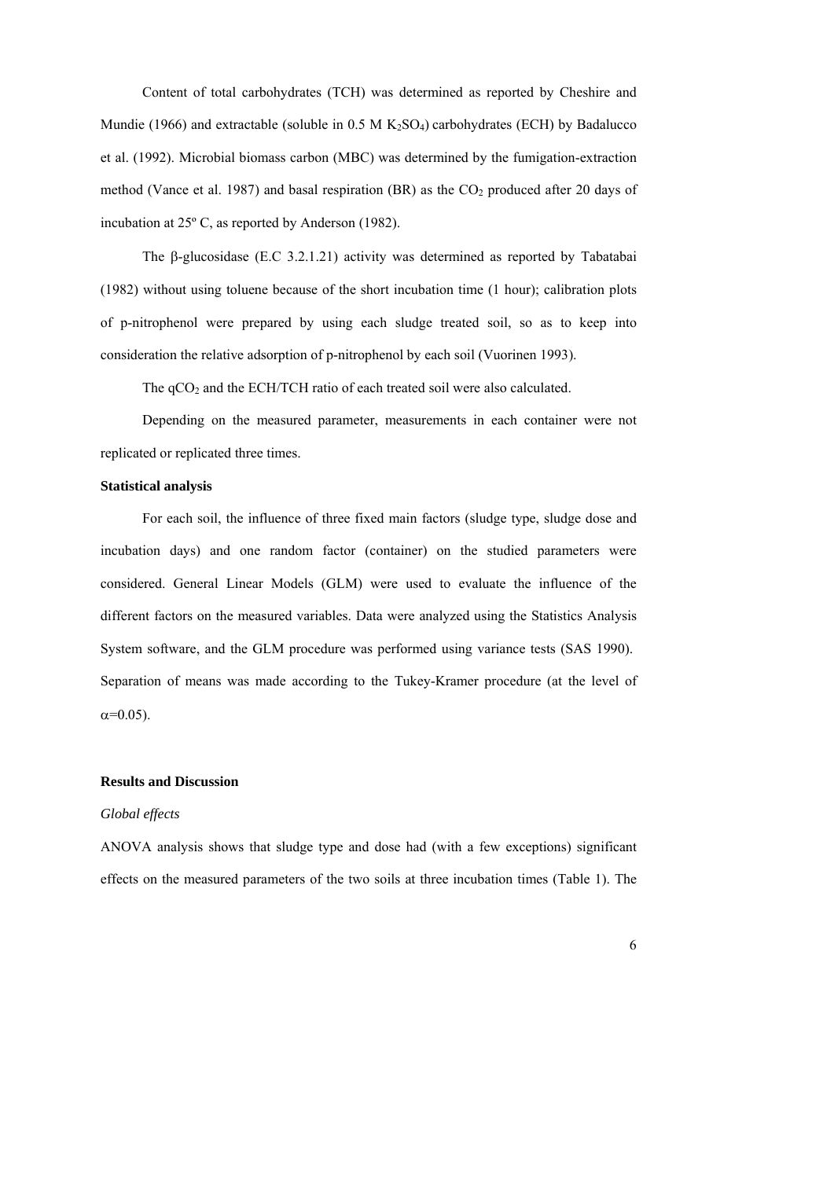Content of total carbohydrates (TCH) was determined as reported by Cheshire and Mundie (1966) and extractable (soluble in 0.5 M $K_2SO_4$) carbohydrates (ECH) by Badalucco et al. (1992). Microbial biomass carbon (MBC) was determined by the fumigation-extraction method (Vance et al. 1987) and basal respiration (BR) as the $CO_2$ produced after 20 days of incubation at 25º C, as reported by Anderson (1982).

The β-glucosidase (E.C 3.2.1.21) activity was determined as reported by Tabatabai (1982) without using toluene because of the short incubation time (1 hour); calibration plots of p-nitrophenol were prepared by using each sludge treated soil, so as to keep into consideration the relative adsorption of p-nitrophenol by each soil (Vuorinen 1993).

The $qCO_2$ and the ECH/TCH ratio of each treated soil were also calculated.

Depending on the measured parameter, measurements in each container were not replicated or replicated three times.

**Statistical analysis**

For each soil, the influence of three fixed main factors (sludge type, sludge dose and incubation days) and one random factor (container) on the studied parameters were considered. General Linear Models (GLM) were used to evaluate the influence of the different factors on the measured variables. Data were analyzed using the Statistics Analysis System software, and the GLM procedure was performed using variance tests (SAS 1990). Separation of means was made according to the Tukey-Kramer procedure (at the level of $\alpha$=0.05).

**Results and Discussion**

*Global effects*

ANOVA analysis shows that sludge type and dose had (with a few exceptions) significant effects on the measured parameters of the two soils at three incubation times (Table 1). The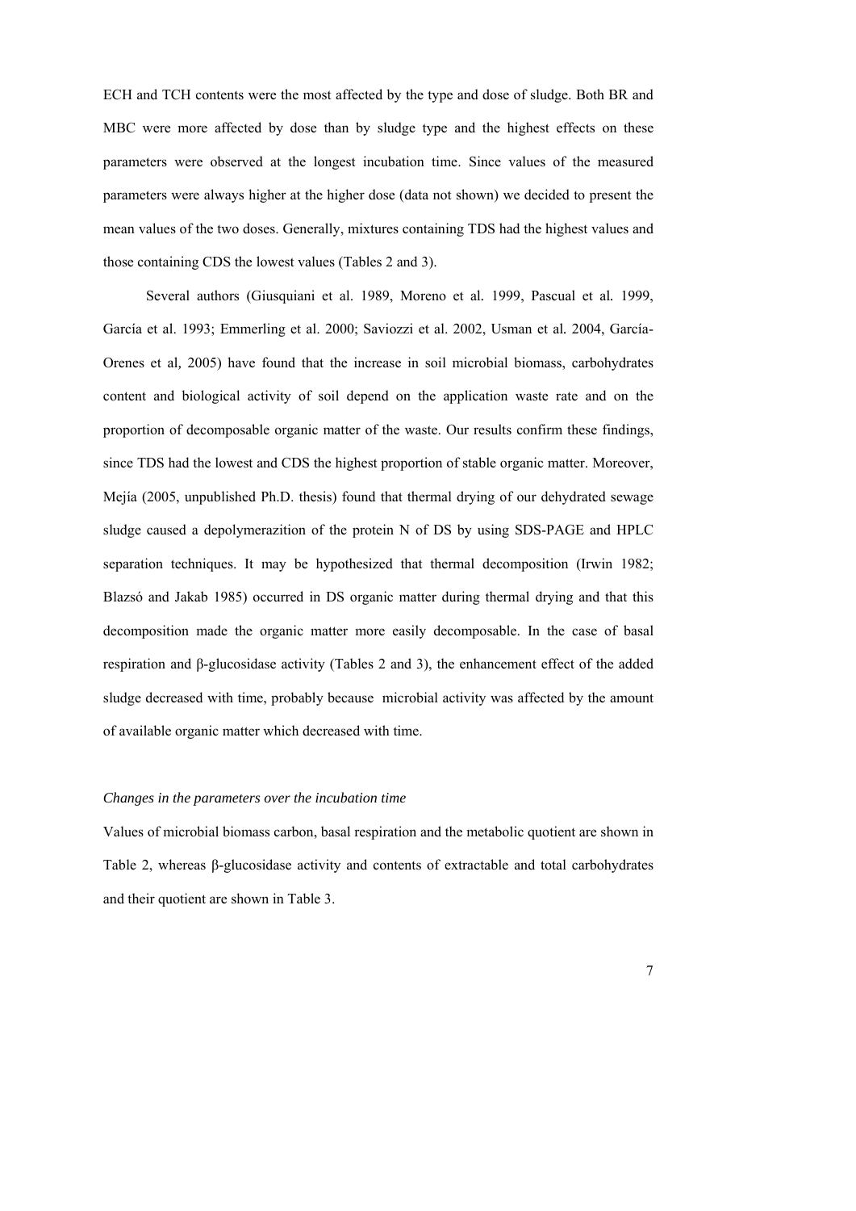ECH and TCH contents were the most affected by the type and dose of sludge. Both BR and MBC were more affected by dose than by sludge type and the highest effects on these parameters were observed at the longest incubation time. Since values of the measured parameters were always higher at the higher dose (data not shown) we decided to present the mean values of the two doses. Generally, mixtures containing TDS had the highest values and those containing CDS the lowest values (Tables 2 and 3).

Several authors (Giusquiani et al. 1989, Moreno et al. 1999, Pascual et al. 1999, García et al. 1993; Emmerling et al. 2000; Saviozzi et al. 2002, Usman et al. 2004, García-Orenes et al, 2005) have found that the increase in soil microbial biomass, carbohydrates content and biological activity of soil depend on the application waste rate and on the proportion of decomposable organic matter of the waste. Our results confirm these findings, since TDS had the lowest and CDS the highest proportion of stable organic matter. Moreover, Mejía (2005, unpublished Ph.D. thesis) found that thermal drying of our dehydrated sewage sludge caused a depolymerazition of the protein N of DS by using SDS-PAGE and HPLC separation techniques. It may be hypothesized that thermal decomposition (Irwin 1982; Blazsó and Jakab 1985) occurred in DS organic matter during thermal drying and that this decomposition made the organic matter more easily decomposable. In the case of basal respiration and β-glucosidase activity (Tables 2 and 3), the enhancement effect of the added sludge decreased with time, probably because microbial activity was affected by the amount of available organic matter which decreased with time.

*Changes in the parameters over the incubation time*

Values of microbial biomass carbon, basal respiration and the metabolic quotient are shown in Table 2, whereas β-glucosidase activity and contents of extractable and total carbohydrates and their quotient are shown in Table 3.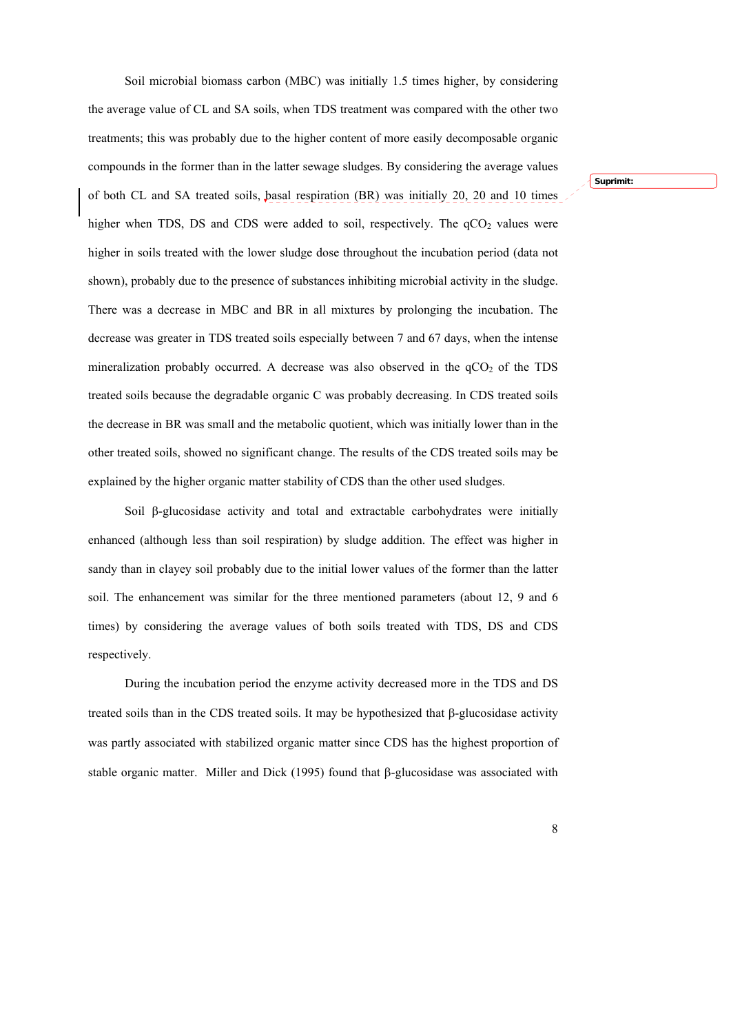Soil microbial biomass carbon (MBC) was initially 1.5 times higher, by considering the average value of CL and SA soils, when TDS treatment was compared with the other two treatments; this was probably due to the higher content of more easily decomposable organic compounds in the former than in the latter sewage sludges. By considering the average values of both CL and SA treated soils, basal respiration (BR) was initially 20, 20 and 10 times higher when TDS, DS and CDS were added to soil, respectively. The $qCO_2$ values were higher in soils treated with the lower sludge dose throughout the incubation period (data not shown), probably due to the presence of substances inhibiting microbial activity in the sludge. There was a decrease in MBC and BR in all mixtures by prolonging the incubation. The decrease was greater in TDS treated soils especially between 7 and 67 days, when the intense mineralization probably occurred. A decrease was also observed in the $qCO_2$ of the TDS treated soils because the degradable organic C was probably decreasing. In CDS treated soils the decrease in BR was small and the metabolic quotient, which was initially lower than in the other treated soils, showed no significant change. The results of the CDS treated soils may be explained by the higher organic matter stability of CDS than the other used sludges.

Soil β-glucosidase activity and total and extractable carbohydrates were initially enhanced (although less than soil respiration) by sludge addition. The effect was higher in sandy than in clayey soil probably due to the initial lower values of the former than the latter soil. The enhancement was similar for the three mentioned parameters (about 12, 9 and 6 times) by considering the average values of both soils treated with TDS, DS and CDS respectively.

During the incubation period the enzyme activity decreased more in the TDS and DS treated soils than in the CDS treated soils. It may be hypothesized that β-glucosidase activity was partly associated with stabilized organic matter since CDS has the highest proportion of stable organic matter. Miller and Dick (1995) found that β-glucosidase was associated with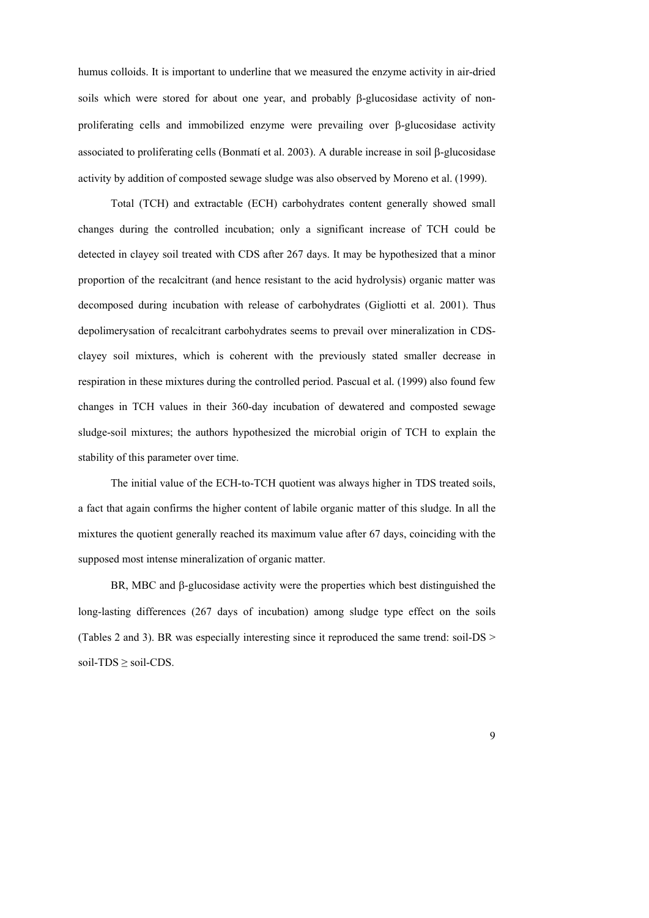humus colloids. It is important to underline that we measured the enzyme activity in air-dried soils which were stored for about one year, and probably β-glucosidase activity of non-proliferating cells and immobilized enzyme were prevailing over β-glucosidase activity associated to proliferating cells (Bonmatí et al. 2003). A durable increase in soil β-glucosidase activity by addition of composted sewage sludge was also observed by Moreno et al. (1999).

Total (TCH) and extractable (ECH) carbohydrates content generally showed small changes during the controlled incubation; only a significant increase of TCH could be detected in clayey soil treated with CDS after 267 days. It may be hypothesized that a minor proportion of the recalcitrant (and hence resistant to the acid hydrolysis) organic matter was decomposed during incubation with release of carbohydrates (Gigliotti et al. 2001). Thus depolimerysation of recalcitrant carbohydrates seems to prevail over mineralization in CDS-clayey soil mixtures, which is coherent with the previously stated smaller decrease in respiration in these mixtures during the controlled period. Pascual et al. (1999) also found few changes in TCH values in their 360-day incubation of dewatered and composted sewage sludge-soil mixtures; the authors hypothesized the microbial origin of TCH to explain the stability of this parameter over time.

The initial value of the ECH-to-TCH quotient was always higher in TDS treated soils, a fact that again confirms the higher content of labile organic matter of this sludge. In all the mixtures the quotient generally reached its maximum value after 67 days, coinciding with the supposed most intense mineralization of organic matter.

BR, MBC and β-glucosidase activity were the properties which best distinguished the long-lasting differences (267 days of incubation) among sludge type effect on the soils (Tables 2 and 3). BR was especially interesting since it reproduced the same trend: soil-DS > soil-TDS ≥ soil-CDS.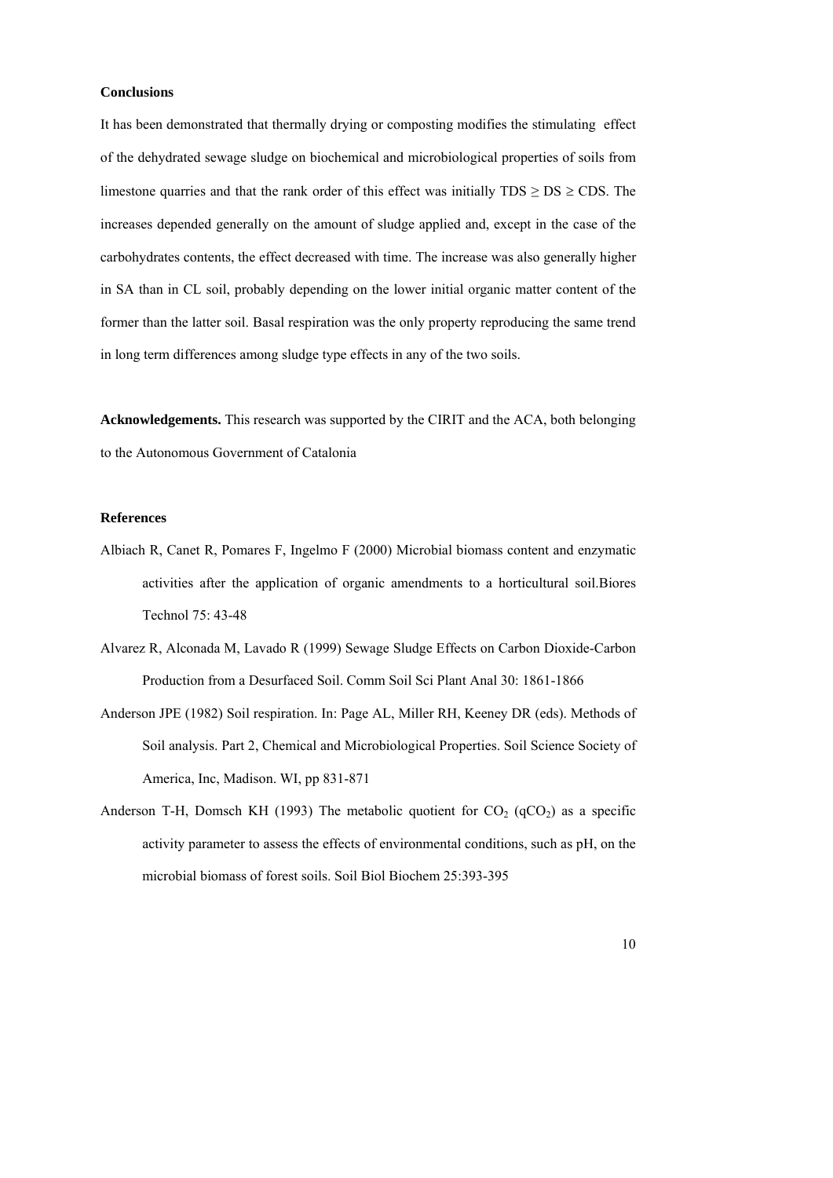## Conclusions

It has been demonstrated that thermally drying or composting modifies the stimulating effect of the dehydrated sewage sludge on biochemical and microbiological properties of soils from limestone quarries and that the rank order of this effect was initially TDS ≥ DS ≥ CDS. The increases depended generally on the amount of sludge applied and, except in the case of the carbohydrates contents, the effect decreased with time. The increase was also generally higher in SA than in CL soil, probably depending on the lower initial organic matter content of the former than the latter soil. Basal respiration was the only property reproducing the same trend in long term differences among sludge type effects in any of the two soils.

**Acknowledgements.** This research was supported by the CIRIT and the ACA, both belonging to the Autonomous Government of Catalonia

## References

Albiach R, Canet R, Pomares F, Ingelmo F (2000) Microbial biomass content and enzymatic activities after the application of organic amendments to a horticultural soil.Biores Technol 75: 43-48

Alvarez R, Alconada M, Lavado R (1999) Sewage Sludge Effects on Carbon Dioxide-Carbon Production from a Desurfaced Soil. Comm Soil Sci Plant Anal 30: 1861-1866

Anderson JPE (1982) Soil respiration. In: Page AL, Miller RH, Keeney DR (eds). Methods of Soil analysis. Part 2, Chemical and Microbiological Properties. Soil Science Society of America, Inc, Madison. WI, pp 831-871

Anderson T-H, Domsch KH (1993) The metabolic quotient for $CO_2$ ($qCO_2$) as a specific activity parameter to assess the effects of environmental conditions, such as pH, on the microbial biomass of forest soils. Soil Biol Biochem 25:393-395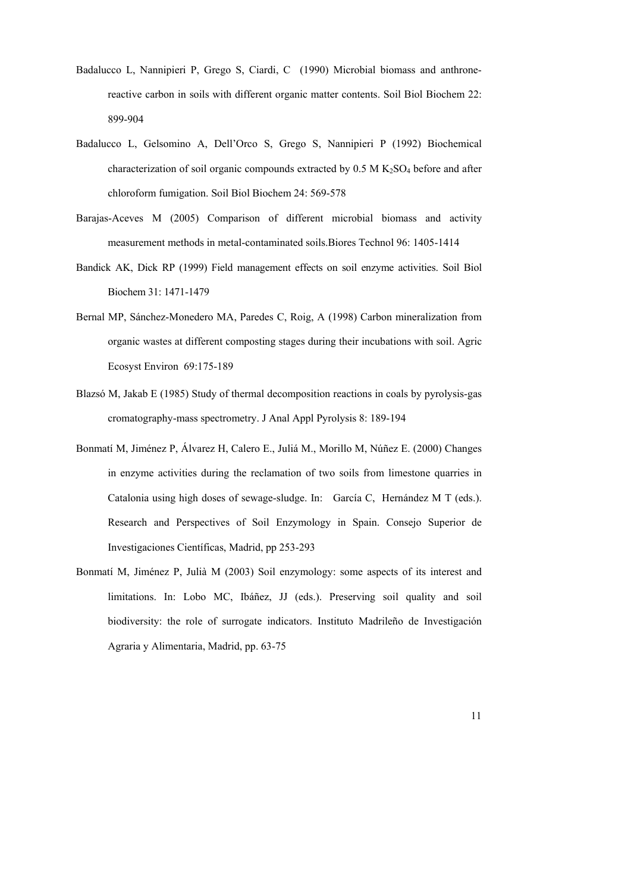Badalucco L, Nannipieri P, Grego S, Ciardi, C (1990) Microbial biomass and anthrone-reactive carbon in soils with different organic matter contents. Soil Biol Biochem 22: 899-904

Badalucco L, Gelsomino A, Dell'Orco S, Grego S, Nannipieri P (1992) Biochemical characterization of soil organic compounds extracted by 0.5 M $K_2SO_4$ before and after chloroform fumigation. Soil Biol Biochem 24: 569-578

Barajas-Aceves M (2005) Comparison of different microbial biomass and activity measurement methods in metal-contaminated soils.Biores Technol 96: 1405-1414

Bandick AK, Dick RP (1999) Field management effects on soil enzyme activities. Soil Biol Biochem 31: 1471-1479

Bernal MP, Sánchez-Monedero MA, Paredes C, Roig, A (1998) Carbon mineralization from organic wastes at different composting stages during their incubations with soil. Agric Ecosyst Environ 69:175-189

Blazsó M, Jakab E (1985) Study of thermal decomposition reactions in coals by pyrolysis-gas cromatography-mass spectrometry. J Anal Appl Pyrolysis 8: 189-194

Bonmatí M, Jiménez P, Álvarez H, Calero E., Juliá M., Morillo M, Núñez E. (2000) Changes in enzyme activities during the reclamation of two soils from limestone quarries in Catalonia using high doses of sewage-sludge. In: García C, Hernández M T (eds.). Research and Perspectives of Soil Enzymology in Spain. Consejo Superior de Investigaciones Científicas, Madrid, pp 253-293

Bonmatí M, Jiménez P, Julià M (2003) Soil enzymology: some aspects of its interest and limitations. In: Lobo MC, Ibáñez, JJ (eds.). Preserving soil quality and soil biodiversity: the role of surrogate indicators. Instituto Madrileño de Investigación Agraria y Alimentaria, Madrid, pp. 63-75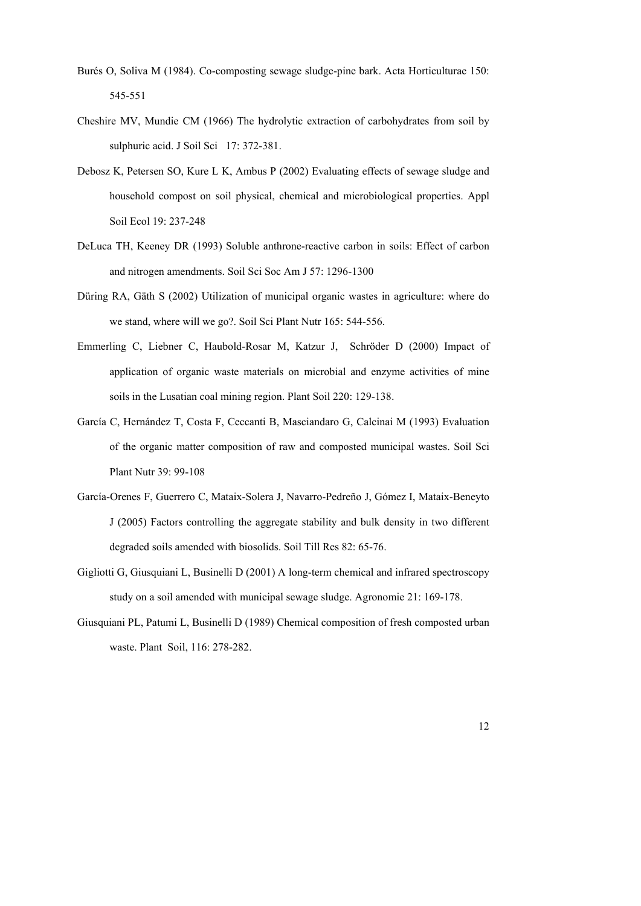Burés O, Soliva M (1984). Co-composting sewage sludge-pine bark. Acta Horticulturae 150: 545-551

Cheshire MV, Mundie CM (1966) The hydrolytic extraction of carbohydrates from soil by sulphuric acid. J Soil Sci 17: 372-381.

Debosz K, Petersen SO, Kure L K, Ambus P (2002) Evaluating effects of sewage sludge and household compost on soil physical, chemical and microbiological properties. Appl Soil Ecol 19: 237-248

DeLuca TH, Keeney DR (1993) Soluble anthrone-reactive carbon in soils: Effect of carbon and nitrogen amendments. Soil Sci Soc Am J 57: 1296-1300

Düring RA, Gäth S (2002) Utilization of municipal organic wastes in agriculture: where do we stand, where will we go?. Soil Sci Plant Nutr 165: 544-556.

Emmerling C, Liebner C, Haubold-Rosar M, Katzur J, Schröder D (2000) Impact of application of organic waste materials on microbial and enzyme activities of mine soils in the Lusatian coal mining region. Plant Soil 220: 129-138.

García C, Hernández T, Costa F, Ceccanti B, Masciandaro G, Calcinai M (1993) Evaluation of the organic matter composition of raw and composted municipal wastes. Soil Sci Plant Nutr 39: 99-108

García-Orenes F, Guerrero C, Mataix-Solera J, Navarro-Pedreño J, Gómez I, Mataix-Beneyto J (2005) Factors controlling the aggregate stability and bulk density in two different degraded soils amended with biosolids. Soil Till Res 82: 65-76.

Gigliotti G, Giusquiani L, Businelli D (2001) A long-term chemical and infrared spectroscopy study on a soil amended with municipal sewage sludge. Agronomie 21: 169-178.

Giusquiani PL, Patumi L, Businelli D (1989) Chemical composition of fresh composted urban waste. Plant Soil, 116: 278-282.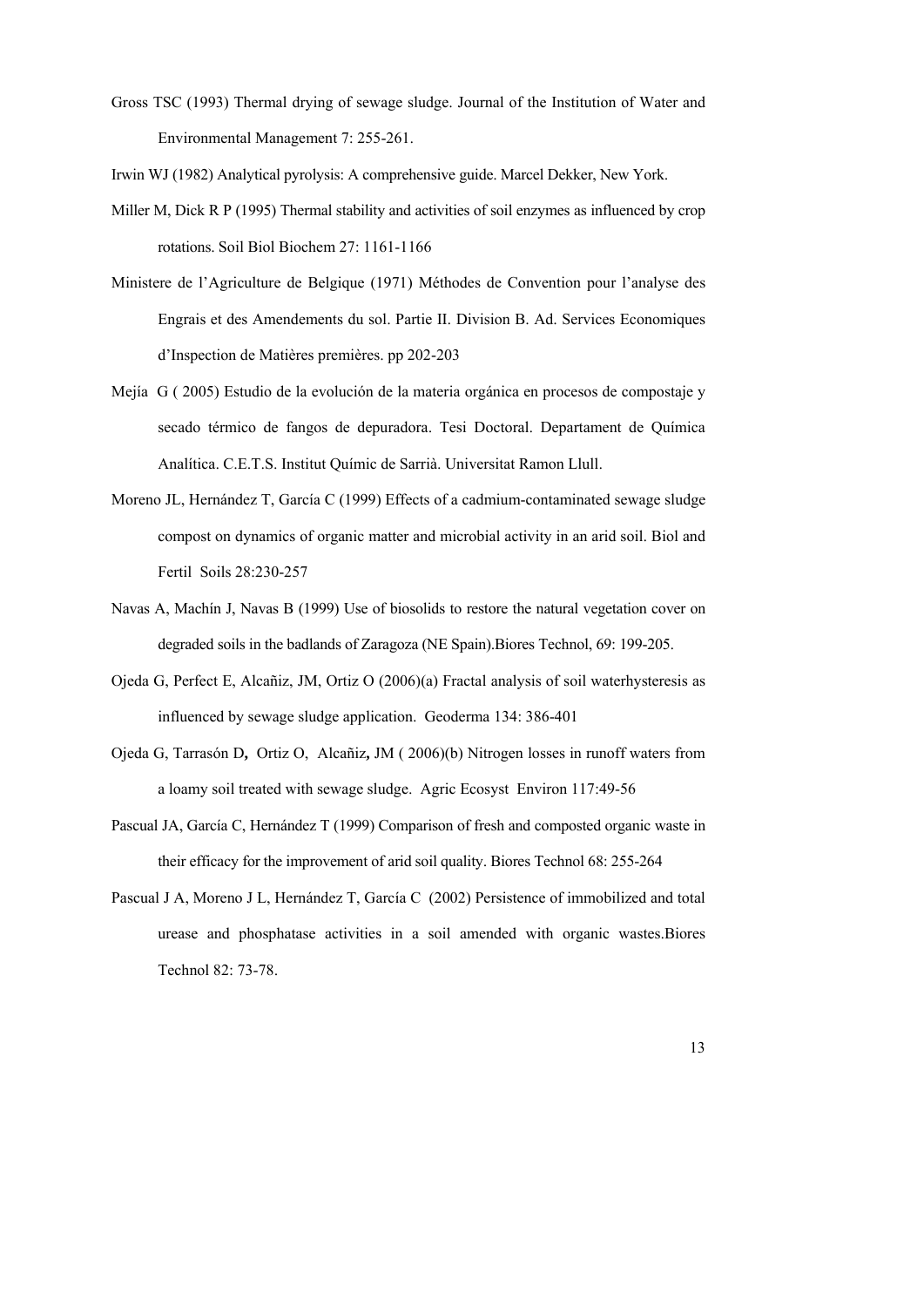Gross TSC (1993) Thermal drying of sewage sludge. Journal of the Institution of Water and Environmental Management 7: 255-261.

Irwin WJ (1982) Analytical pyrolysis: A comprehensive guide. Marcel Dekker, New York.

Miller M, Dick R P (1995) Thermal stability and activities of soil enzymes as influenced by crop rotations. Soil Biol Biochem 27: 1161-1166

Ministere de l'Agriculture de Belgique (1971) Méthodes de Convention pour l'analyse des Engrais et des Amendements du sol. Partie II. Division B. Ad. Services Economiques d'Inspection de Matières premières. pp 202-203

Mejía G ( 2005) Estudio de la evolución de la materia orgánica en procesos de compostaje y secado térmico de fangos de depuradora. Tesi Doctoral. Departament de Química Analítica. C.E.T.S. Institut Químic de Sarrià. Universitat Ramon Llull.

Moreno JL, Hernández T, García C (1999) Effects of a cadmium-contaminated sewage sludge compost on dynamics of organic matter and microbial activity in an arid soil. Biol and Fertil Soils 28:230-257

Navas A, Machín J, Navas B (1999) Use of biosolids to restore the natural vegetation cover on degraded soils in the badlands of Zaragoza (NE Spain).Biores Technol, 69: 199-205.

Ojeda G, Perfect E, Alcañiz, JM, Ortiz O (2006)(a) Fractal analysis of soil waterhysteresis as influenced by sewage sludge application. Geoderma 134: 386-401

Ojeda G, Tarrasón D**,** Ortiz O, Alcañiz**,** JM ( 2006)(b) Nitrogen losses in runoff waters from a loamy soil treated with sewage sludge. Agric Ecosyst Environ 117:49-56

Pascual JA, García C, Hernández T (1999) Comparison of fresh and composted organic waste in their efficacy for the improvement of arid soil quality. Biores Technol 68: 255-264

Pascual J A, Moreno J L, Hernández T, García C (2002) Persistence of immobilized and total urease and phosphatase activities in a soil amended with organic wastes.Biores Technol 82: 73-78.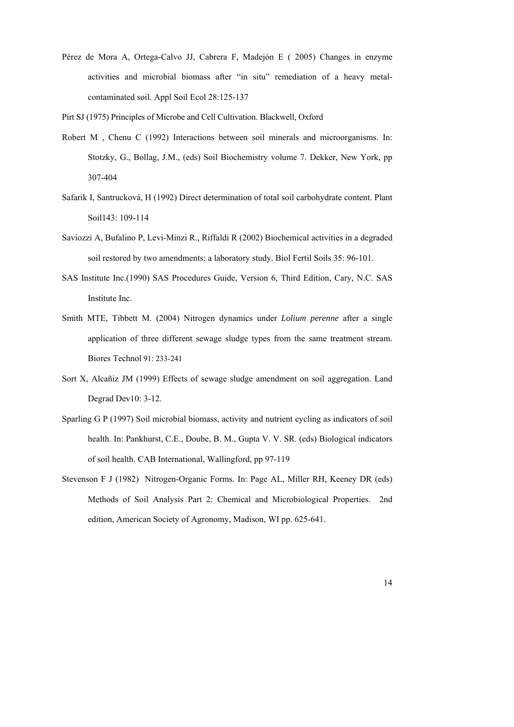Pérez de Mora A, Ortega-Calvo JJ, Cabrera F, Madejón E ( 2005) Changes in enzyme activities and microbial biomass after "in situ" remediation of a heavy metal-contaminated soil. Appl Soil Ecol 28:125-137

Pirt SJ (1975) Principles of Microbe and Cell Cultivation. Blackwell, Oxford

Robert M , Chenu C (1992) Interactions between soil minerals and microorganisms. In: Stotzky, G., Bollag, J.M., (eds) Soil Biochemistry volume 7. Dekker, New York, pp 307-404

Safarik I, Santrucková, H (1992) Direct determination of total soil carbohydrate content. Plant Soil143: 109-114

Saviozzi A, Bufalino P, Levi-Minzi R., Riffaldi R (2002) Biochemical activities in a degraded soil restored by two amendments: a laboratory study. Biol Fertil Soils 35: 96-101.

SAS Institute Inc.(1990) SAS Procedures Guide, Version 6, Third Edition, Cary, N.C. SAS Institute Inc.

Smith MTE, Tibbett M. (2004) Nitrogen dynamics under *Lolium perenne* after a single application of three different sewage sludge types from the same treatment stream. Biores Technol 91: 233-241

Sort X, Alcañiz JM (1999) Effects of sewage sludge amendment on soil aggregation. Land Degrad Dev10: 3-12.

Sparling G P (1997) Soil microbial biomass, activity and nutrient cycling as indicators of soil health. In: Pankhurst, C.E., Doube, B. M., Gupta V. V. SR. (eds) Biological indicators of soil health. CAB International, Wallingford, pp 97-119

Stevenson F J (1982) Nitrogen-Organic Forms. In: Page AL, Miller RH, Keeney DR (eds) Methods of Soil Analysis Part 2: Chemical and Microbiological Properties. 2nd edition, American Society of Agronomy, Madison, WI pp. 625-641.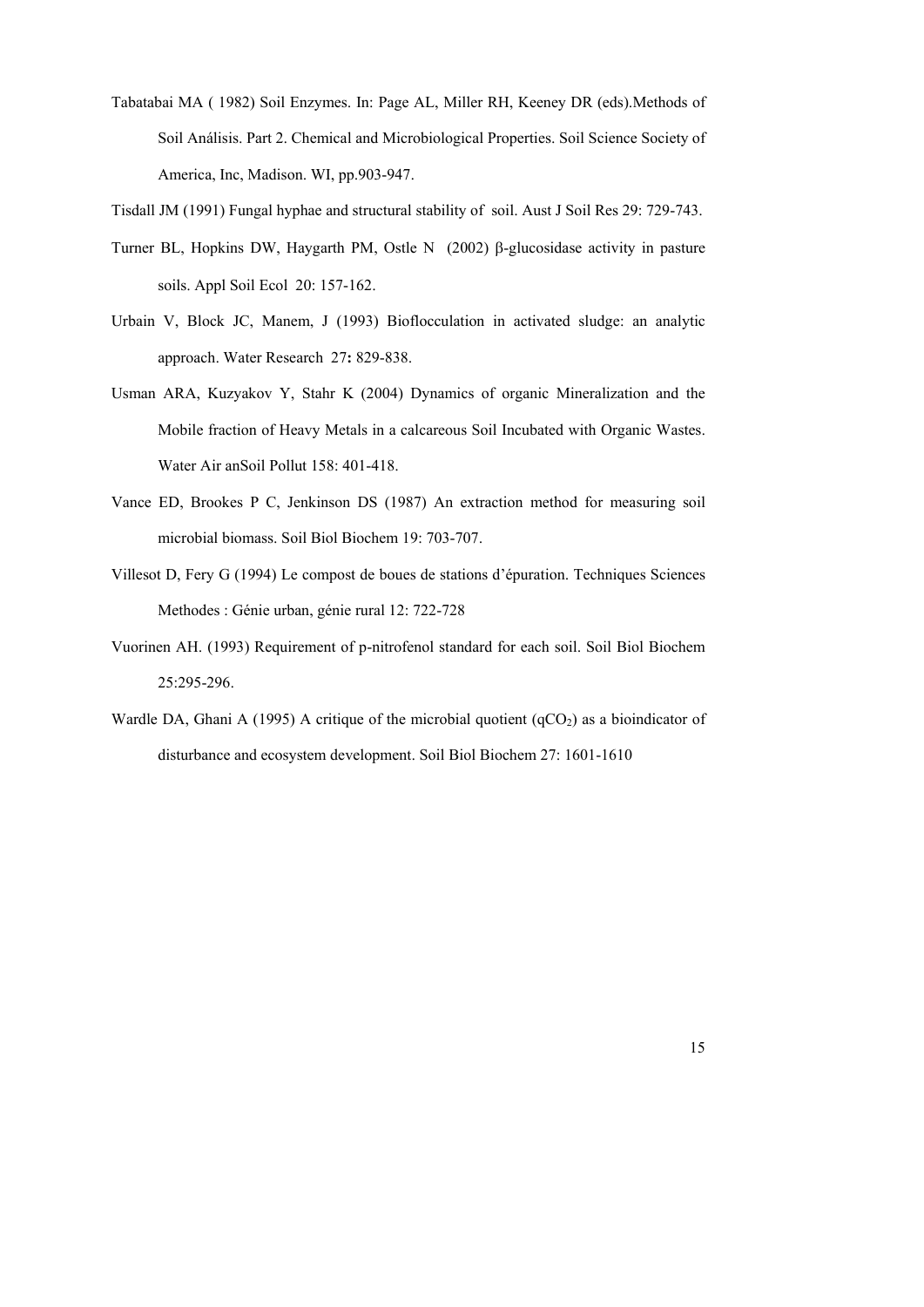Tabatabai MA ( 1982) Soil Enzymes. In: Page AL, Miller RH, Keeney DR (eds).Methods of Soil Análisis. Part 2. Chemical and Microbiological Properties. Soil Science Society of America, Inc, Madison. WI, pp.903-947.

Tisdall JM (1991) Fungal hyphae and structural stability of soil. Aust J Soil Res 29: 729-743.

Turner BL, Hopkins DW, Haygarth PM, Ostle N (2002) β-glucosidase activity in pasture soils. Appl Soil Ecol 20: 157-162.

Urbain V, Block JC, Manem, J (1993) Bioflocculation in activated sludge: an analytic approach. Water Research 27**:** 829-838.

Usman ARA, Kuzyakov Y, Stahr K (2004) Dynamics of organic Mineralization and the Mobile fraction of Heavy Metals in a calcareous Soil Incubated with Organic Wastes. Water Air anSoil Pollut 158: 401-418.

Vance ED, Brookes P C, Jenkinson DS (1987) An extraction method for measuring soil microbial biomass. Soil Biol Biochem 19: 703-707.

Villesot D, Fery G (1994) Le compost de boues de stations d'épuration. Techniques Sciences Methodes : Génie urban, génie rural 12: 722-728

Vuorinen AH. (1993) Requirement of p-nitrofenol standard for each soil. Soil Biol Biochem 25:295-296.

Wardle DA, Ghani A (1995) A critique of the microbial quotient ($qCO_2$) as a bioindicator of disturbance and ecosystem development. Soil Biol Biochem 27: 1601-1610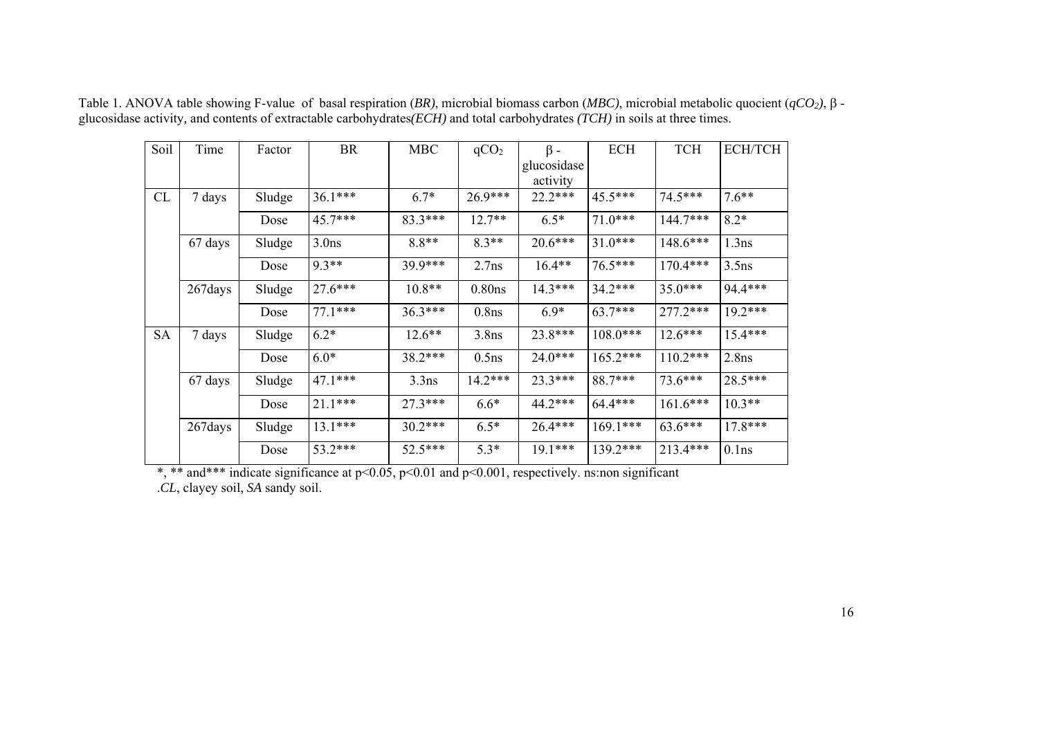Table 1. ANOVA table showing F-value of basal respiration (*BR*), microbial biomass carbon (*MBC*), microbial metabolic quocient ($qCO_2$), β - glucosidase activity, and contents of extractable carbohydrates *(ECH)* and total carbohydrates *(TCH)* in soils at three times.

| Soil | Time | Factor | BR | MBC | $qCO_2$ | β - glucosidase activity | ECH | TCH | ECH/TCH |
|---|---|---|---|---|---|---|---|---|---|
| CL | 7 days | Sludge | 36.1*** | 6.7* | 26.9*** | 22.2*** | 45.5*** | 74.5*** | 7.6** |
| | | Dose | 45.7*** | 83.3*** | 12.7** | 6.5* | 71.0*** | 144.7*** | 8.2* |
| | 67 days | Sludge | 3.0ns | 8.8** | 8.3** | 20.6*** | 31.0*** | 148.6*** | 1.3ns |
| | | Dose | 9.3** | 39.9*** | 2.7ns | 16.4** | 76.5*** | 170.4*** | 3.5ns |
| | 267days | Sludge | 27.6*** | 10.8** | 0.80ns | 14.3*** | 34.2*** | 35.0*** | 94.4*** |
| | | Dose | 77.1*** | 36.3*** | 0.8ns | 6.9* | 63.7*** | 277.2*** | 19.2*** |
| SA | 7 days | Sludge | 6.2* | 12.6** | 3.8ns | 23.8*** | 108.0*** | 12.6*** | 15.4*** |
| | | Dose | 6.0* | 38.2*** | 0.5ns | 24.0*** | 165.2*** | 110.2*** | 2.8ns |
| | 67 days | Sludge | 47.1*** | 3.3ns | 14.2*** | 23.3*** | 88.7*** | 73.6*** | 28.5*** |
| | | Dose | 21.1*** | 27.3*** | 6.6* | 44.2*** | 64.4*** | 161.6*** | 10.3** |
| | 267days | Sludge | 13.1*** | 30.2*** | 6.5* | 26.4*** | 169.1*** | 63.6*** | 17.8*** |
| | | Dose | 53.2*** | 52.5*** | 5.3* | 19.1*** | 139.2*** | 213.4*** | 0.1ns |

*, ** and*** indicate significance at $p<0.05$, $p<0.01$ and $p<0.001$, respectively. ns:non significant

.*CL*, clayey soil, *SA* sandy soil.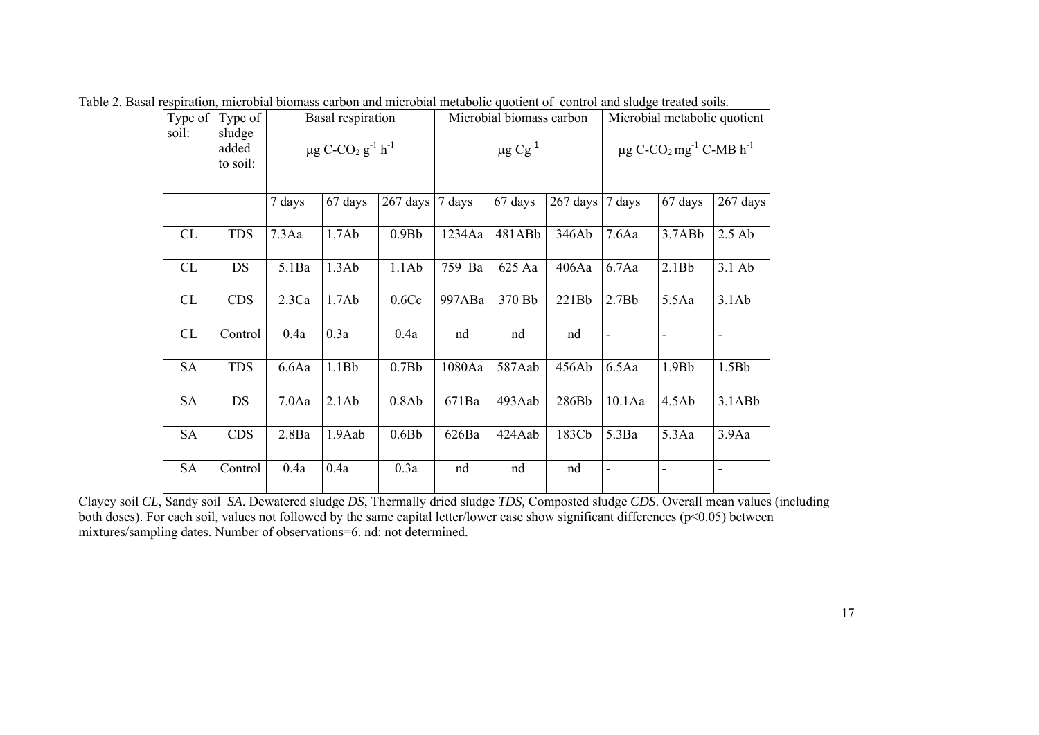Table 2. Basal respiration, microbial biomass carbon and microbial metabolic quotient of control and sludge treated soils.

| Type of soil: | Type of sludge added to soil: | Basal respiration $\mu g\ C\text{-}CO_2\ g^{-1}\ h^{-1}$ | | | Microbial biomass carbon $\mu g\ Cg^{-1}$ | | | Microbial metabolic quotient $\mu g\ C\text{-}CO_2\ mg^{-1}\ C\text{-}MB\ h^{-1}$ | | |
|---|---|---|---|---|---|---|---|---|---|---|
| | | 7 days | 67 days | 267 days | 7 days | 67 days | 267 days | 7 days | 67 days | 267 days |
| CL | TDS | 7.3Aa | 1.7Ab | 0.9Bb | 1234Aa | 481ABb | 346Ab | 7.6Aa | 3.7ABb | 2.5 Ab |
| CL | DS | 5.1Ba | 1.3Ab | 1.1Ab | 759 Ba | 625 Aa | 406Aa | 6.7Aa | 2.1Bb | 3.1 Ab |
| CL | CDS | 2.3Ca | 1.7Ab | 0.6Cc | 997ABa | 370 Bb | 221Bb | 2.7Bb | 5.5Aa | 3.1Ab |
| CL | Control | 0.4a | 0.3a | 0.4a | nd | nd | nd | - | - | - |
| SA | TDS | 6.6Aa | 1.1Bb | 0.7Bb | 1080Aa | 587Aab | 456Ab | 6.5Aa | 1.9Bb | 1.5Bb |
| SA | DS | 7.0Aa | 2.1Ab | 0.8Ab | 671Ba | 493Aab | 286Bb | 10.1Aa | 4.5Ab | 3.1ABb |
| SA | CDS | 2.8Ba | 1.9Aab | 0.6Bb | 626Ba | 424Aab | 183Cb | 5.3Ba | 5.3Aa | 3.9Aa |
| SA | Control | 0.4a | 0.4a | 0.3a | nd | nd | nd | - | - | - |

Clayey soil *CL*, Sandy soil *SA*. Dewatered sludge *DS*, Thermally dried sludge *TDS*, Composted sludge *CDS*. Overall mean values (including both doses). For each soil, values not followed by the same capital letter/lower case show significant differences ($p<0.05$) between mixtures/sampling dates. Number of observations=6. nd: not determined.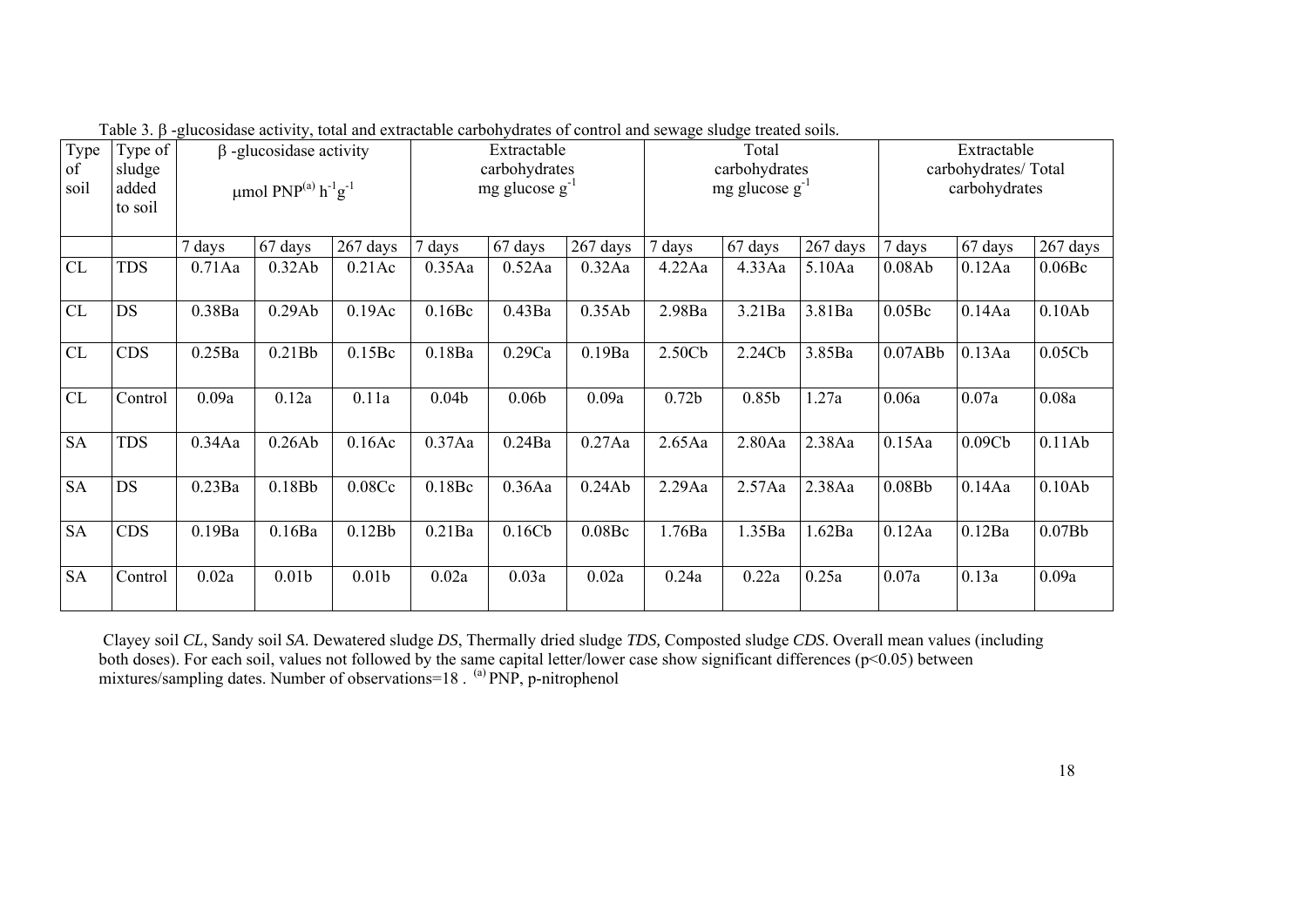Table 3. β -glucosidase activity, total and extractable carbohydrates of control and sewage sludge treated soils.

| Type of soil | Type of sludge added to soil | β -glucosidase activity µmol PNP[(a)] $h^{-1}g^{-1}$ | | | Extractable carbohydrates mg glucose $g^{-1}$ | | | Total carbohydrates mg glucose $g^{-1}$ | | | Extractable carbohydrates/ Total carbohydrates | | |
|---|---|---|---|---|---|---|---|---|---|---|---|---|---|
| | | 7 days | 67 days | 267 days | 7 days | 67 days | 267 days | 7 days | 67 days | 267 days | 7 days | 67 days | 267 days |
| CL | TDS | 0.71Aa | 0.32Ab | 0.21Ac | 0.35Aa | 0.52Aa | 0.32Aa | 4.22Aa | 4.33Aa | 5.10Aa | 0.08Ab | 0.12Aa | 0.06Bc |
| CL | DS | 0.38Ba | 0.29Ab | 0.19Ac | 0.16Bc | 0.43Ba | 0.35Ab | 2.98Ba | 3.21Ba | 3.81Ba | 0.05Bc | 0.14Aa | 0.10Ab |
| CL | CDS | 0.25Ba | 0.21Bb | 0.15Bc | 0.18Ba | 0.29Ca | 0.19Ba | 2.50Cb | 2.24Cb | 3.85Ba | 0.07ABb | 0.13Aa | 0.05Cb |
| CL | Control | 0.09a | 0.12a | 0.11a | 0.04b | 0.06b | 0.09a | 0.72b | 0.85b | 1.27a | 0.06a | 0.07a | 0.08a |
| SA | TDS | 0.34Aa | 0.26Ab | 0.16Ac | 0.37Aa | 0.24Ba | 0.27Aa | 2.65Aa | 2.80Aa | 2.38Aa | 0.15Aa | 0.09Cb | 0.11Ab |
| SA | DS | 0.23Ba | 0.18Bb | 0.08Cc | 0.18Bc | 0.36Aa | 0.24Ab | 2.29Aa | 2.57Aa | 2.38Aa | 0.08Bb | 0.14Aa | 0.10Ab |
| SA | CDS | 0.19Ba | 0.16Ba | 0.12Bb | 0.21Ba | 0.16Cb | 0.08Bc | 1.76Ba | 1.35Ba | 1.62Ba | 0.12Aa | 0.12Ba | 0.07Bb |
| SA | Control | 0.02a | 0.01b | 0.01b | 0.02a | 0.03a | 0.02a | 0.24a | 0.22a | 0.25a | 0.07a | 0.13a | 0.09a |

Clayey soil *CL*, Sandy soil *SA*. Dewatered sludge *DS*, Thermally dried sludge *TDS,* Composted sludge *CDS*. Overall mean values (including both doses). For each soil, values not followed by the same capital letter/lower case show significant differences ($p<0.05$) between mixtures/sampling dates. Number of observations=18 . [(a)] PNP, p-nitrophenol